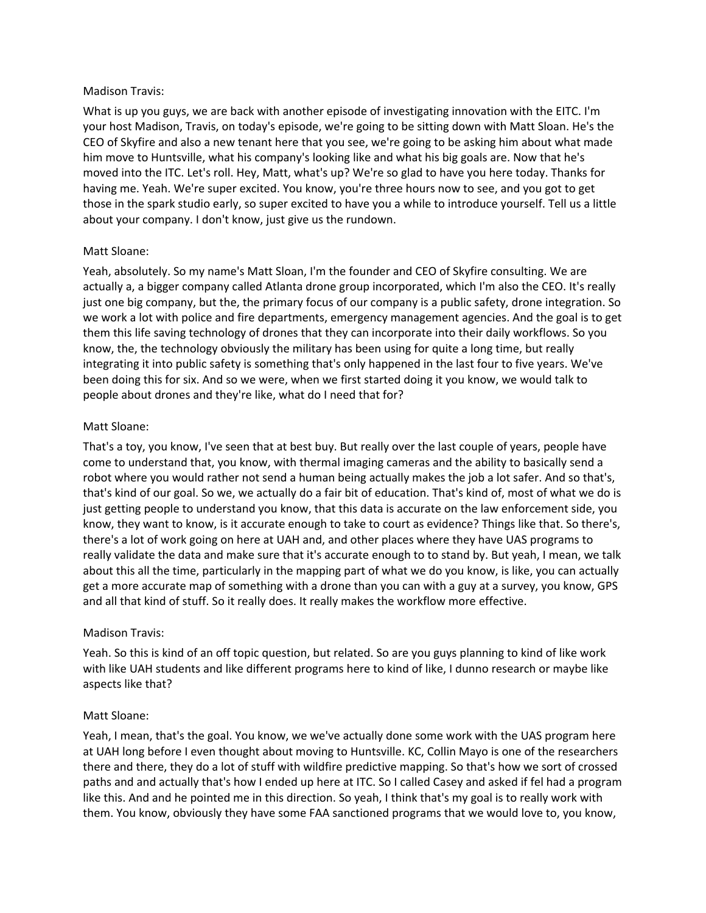Madison Travis:

What is up you guys, we are back with another episode of investigating innovation with the EITC. I'm your host Madison, Travis, on today's episode, we're going to be sitting down with Matt Sloan. He's the CEO of Skyfire and also a new tenant here that you see, we're going to be asking him about what made him move to Huntsville, what his company's looking like and what his big goals are. Now that he's moved into the ITC. Let's roll. Hey, Matt, what's up? We're so glad to have you here today. Thanks for having me. Yeah. We're super excited. You know, you're three hours now to see, and you got to get those in the spark studio early, so super excited to have you a while to introduce yourself. Tell us a little about your company. I don't know, just give us the rundown.

Matt Sloane:

Yeah, absolutely. So my name's Matt Sloan, I'm the founder and CEO of Skyfire consulting. We are actually a, a bigger company called Atlanta drone group incorporated, which I'm also the CEO. It's really just one big company, but the, the primary focus of our company is a public safety, drone integration. So we work a lot with police and fire departments, emergency management agencies. And the goal is to get them this life saving technology of drones that they can incorporate into their daily workflows. So you know, the, the technology obviously the military has been using for quite a long time, but really integrating it into public safety is something that's only happened in the last four to five years. We've been doing this for six. And so we were, when we first started doing it you know, we would talk to people about drones and they're like, what do I need that for?

Matt Sloane:

That's a toy, you know, I've seen that at best buy. But really over the last couple of years, people have come to understand that, you know, with thermal imaging cameras and the ability to basically send a robot where you would rather not send a human being actually makes the job a lot safer. And so that's, that's kind of our goal. So we, we actually do a fair bit of education. That's kind of, most of what we do is just getting people to understand you know, that this data is accurate on the law enforcement side, you know, they want to know, is it accurate enough to take to court as evidence? Things like that. So there's, there's a lot of work going on here at UAH and, and other places where they have UAS programs to really validate the data and make sure that it's accurate enough to to stand by. But yeah, I mean, we talk about this all the time, particularly in the mapping part of what we do you know, is like, you can actually get a more accurate map of something with a drone than you can with a guy at a survey, you know, GPS and all that kind of stuff. So it really does. It really makes the workflow more effective.

Madison Travis:

Yeah. So this is kind of an off topic question, but related. So are you guys planning to kind of like work with like UAH students and like different programs here to kind of like, I dunno research or maybe like aspects like that?

Matt Sloane:

Yeah, I mean, that's the goal. You know, we we've actually done some work with the UAS program here at UAH long before I even thought about moving to Huntsville. KC, Collin Mayo is one of the researchers there and there, they do a lot of stuff with wildfire predictive mapping. So that's how we sort of crossed paths and and actually that's how I ended up here at ITC. So I called Casey and asked if fel had a program like this. And and he pointed me in this direction. So yeah, I think that's my goal is to really work with them. You know, obviously they have some FAA sanctioned programs that we would love to, you know,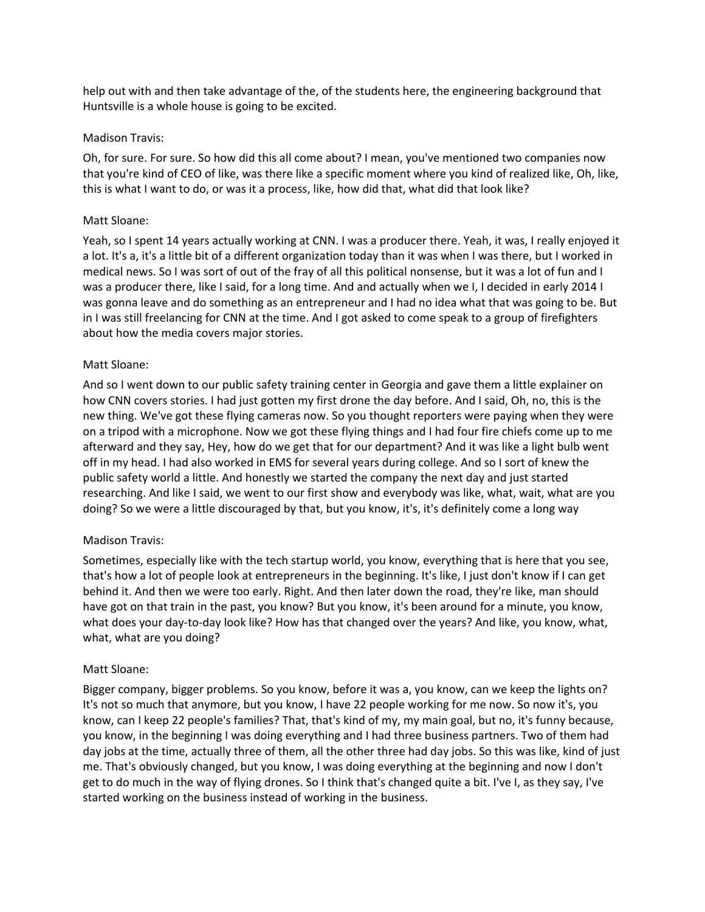help out with and then take advantage of the, of the students here, the engineering background that Huntsville is a whole house is going to be excited.

Madison Travis:

Oh, for sure. For sure. So how did this all come about? I mean, you've mentioned two companies now that you're kind of CEO of like, was there like a specific moment where you kind of realized like, Oh, like, this is what I want to do, or was it a process, like, how did that, what did that look like?

Matt Sloane:

Yeah, so I spent 14 years actually working at CNN. I was a producer there. Yeah, it was, I really enjoyed it a lot. It's a, it's a little bit of a different organization today than it was when I was there, but I worked in medical news. So I was sort of out of the fray of all this political nonsense, but it was a lot of fun and I was a producer there, like I said, for a long time. And and actually when we I, I decided in early 2014 I was gonna leave and do something as an entrepreneur and I had no idea what that was going to be. But in I was still freelancing for CNN at the time. And I got asked to come speak to a group of firefighters about how the media covers major stories.

Matt Sloane:

And so I went down to our public safety training center in Georgia and gave them a little explainer on how CNN covers stories. I had just gotten my first drone the day before. And I said, Oh, no, this is the new thing. We've got these flying cameras now. So you thought reporters were paying when they were on a tripod with a microphone. Now we got these flying things and I had four fire chiefs come up to me afterward and they say, Hey, how do we get that for our department? And it was like a light bulb went off in my head. I had also worked in EMS for several years during college. And so I sort of knew the public safety world a little. And honestly we started the company the next day and just started researching. And like I said, we went to our first show and everybody was like, what, wait, what are you doing? So we were a little discouraged by that, but you know, it's, it's definitely come a long way

Madison Travis:

Sometimes, especially like with the tech startup world, you know, everything that is here that you see, that's how a lot of people look at entrepreneurs in the beginning. It's like, I just don't know if I can get behind it. And then we were too early. Right. And then later down the road, they're like, man should have got on that train in the past, you know? But you know, it's been around for a minute, you know, what does your day-to-day look like? How has that changed over the years? And like, you know, what, what, what are you doing?

Matt Sloane:

Bigger company, bigger problems. So you know, before it was a, you know, can we keep the lights on? It's not so much that anymore, but you know, I have 22 people working for me now. So now it's, you know, can I keep 22 people's families? That, that's kind of my, my main goal, but no, it's funny because, you know, in the beginning I was doing everything and I had three business partners. Two of them had day jobs at the time, actually three of them, all the other three had day jobs. So this was like, kind of just me. That's obviously changed, but you know, I was doing everything at the beginning and now I don't get to do much in the way of flying drones. So I think that's changed quite a bit. I've I, as they say, I've started working on the business instead of working in the business.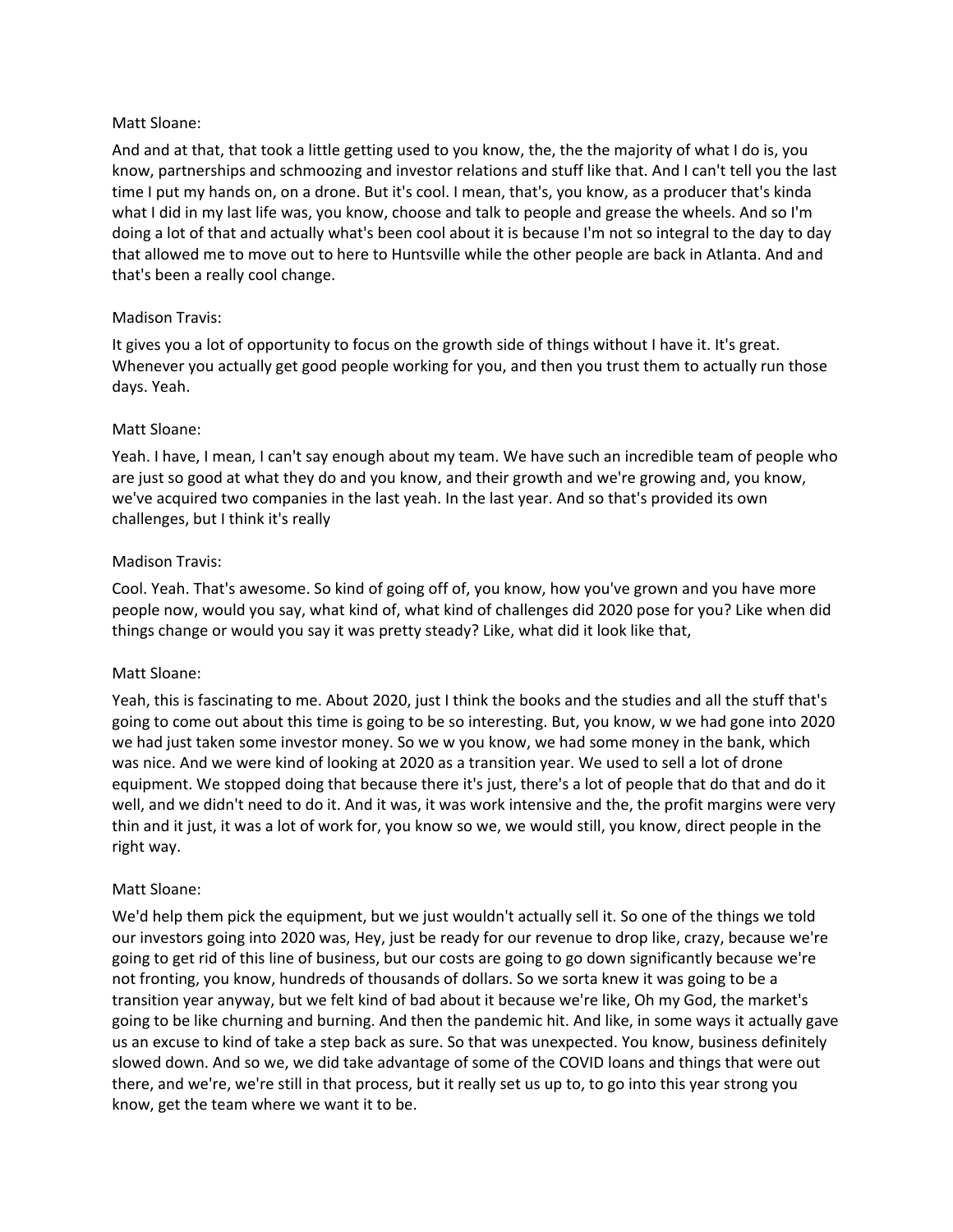Matt Sloane:

And and at that, that took a little getting used to you know, the, the the majority of what I do is, you know, partnerships and schmoozing and investor relations and stuff like that. And I can't tell you the last time I put my hands on, on a drone. But it's cool. I mean, that's, you know, as a producer that's kinda what I did in my last life was, you know, choose and talk to people and grease the wheels. And so I'm doing a lot of that and actually what's been cool about it is because I'm not so integral to the day to day that allowed me to move out to here to Huntsville while the other people are back in Atlanta. And and that's been a really cool change.

Madison Travis:

It gives you a lot of opportunity to focus on the growth side of things without I have it. It's great. Whenever you actually get good people working for you, and then you trust them to actually run those days. Yeah.

Matt Sloane:

Yeah. I have, I mean, I can't say enough about my team. We have such an incredible team of people who are just so good at what they do and you know, and their growth and we're growing and, you know, we've acquired two companies in the last yeah. In the last year. And so that's provided its own challenges, but I think it's really

Madison Travis:

Cool. Yeah. That's awesome. So kind of going off of, you know, how you've grown and you have more people now, would you say, what kind of, what kind of challenges did 2020 pose for you? Like when did things change or would you say it was pretty steady? Like, what did it look like that,

Matt Sloane:

Yeah, this is fascinating to me. About 2020, just I think the books and the studies and all the stuff that's going to come out about this time is going to be so interesting. But, you know, w we had gone into 2020 we had just taken some investor money. So we w you know, we had some money in the bank, which was nice. And we were kind of looking at 2020 as a transition year. We used to sell a lot of drone equipment. We stopped doing that because there it's just, there's a lot of people that do that and do it well, and we didn't need to do it. And it was, it was work intensive and the, the profit margins were very thin and it just, it was a lot of work for, you know so we, we would still, you know, direct people in the right way.

Matt Sloane:

We'd help them pick the equipment, but we just wouldn't actually sell it. So one of the things we told our investors going into 2020 was, Hey, just be ready for our revenue to drop like, crazy, because we're going to get rid of this line of business, but our costs are going to go down significantly because we're not fronting, you know, hundreds of thousands of dollars. So we sorta knew it was going to be a transition year anyway, but we felt kind of bad about it because we're like, Oh my God, the market's going to be like churning and burning. And then the pandemic hit. And like, in some ways it actually gave us an excuse to kind of take a step back as sure. So that was unexpected. You know, business definitely slowed down. And so we, we did take advantage of some of the COVID loans and things that were out there, and we're, we're still in that process, but it really set us up to, to go into this year strong you know, get the team where we want it to be.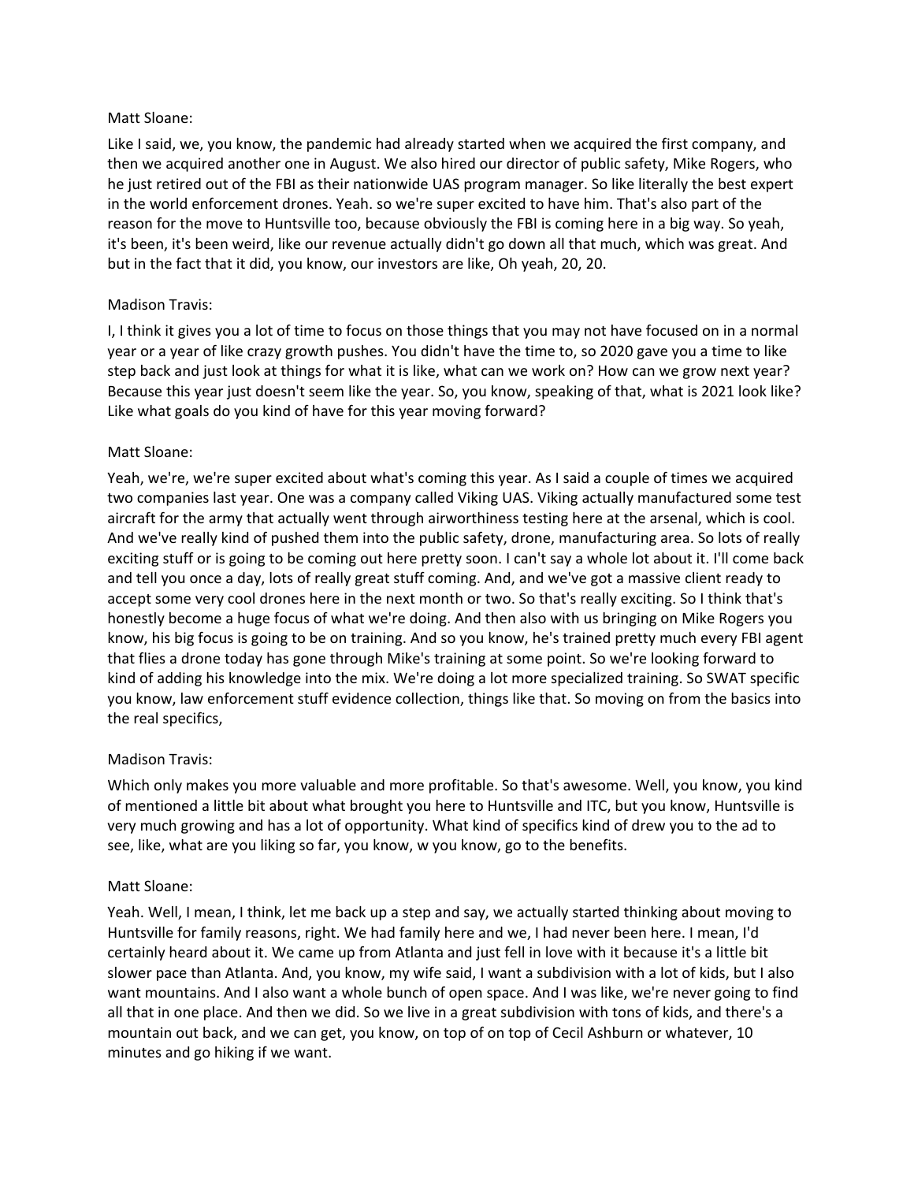Matt Sloane:

Like I said, we, you know, the pandemic had already started when we acquired the first company, and then we acquired another one in August. We also hired our director of public safety, Mike Rogers, who he just retired out of the FBI as their nationwide UAS program manager. So like literally the best expert in the world enforcement drones. Yeah. so we're super excited to have him. That's also part of the reason for the move to Huntsville too, because obviously the FBI is coming here in a big way. So yeah, it's been, it's been weird, like our revenue actually didn't go down all that much, which was great. And but in the fact that it did, you know, our investors are like, Oh yeah, 20, 20.

Madison Travis:

I, I think it gives you a lot of time to focus on those things that you may not have focused on in a normal year or a year of like crazy growth pushes. You didn't have the time to, so 2020 gave you a time to like step back and just look at things for what it is like, what can we work on? How can we grow next year? Because this year just doesn't seem like the year. So, you know, speaking of that, what is 2021 look like? Like what goals do you kind of have for this year moving forward?

Matt Sloane:

Yeah, we're, we're super excited about what's coming this year. As I said a couple of times we acquired two companies last year. One was a company called Viking UAS. Viking actually manufactured some test aircraft for the army that actually went through airworthiness testing here at the arsenal, which is cool. And we've really kind of pushed them into the public safety, drone, manufacturing area. So lots of really exciting stuff or is going to be coming out here pretty soon. I can't say a whole lot about it. I'll come back and tell you once a day, lots of really great stuff coming. And, and we've got a massive client ready to accept some very cool drones here in the next month or two. So that's really exciting. So I think that's honestly become a huge focus of what we're doing. And then also with us bringing on Mike Rogers you know, his big focus is going to be on training. And so you know, he's trained pretty much every FBI agent that flies a drone today has gone through Mike's training at some point. So we're looking forward to kind of adding his knowledge into the mix. We're doing a lot more specialized training. So SWAT specific you know, law enforcement stuff evidence collection, things like that. So moving on from the basics into the real specifics,

Madison Travis:

Which only makes you more valuable and more profitable. So that's awesome. Well, you know, you kind of mentioned a little bit about what brought you here to Huntsville and ITC, but you know, Huntsville is very much growing and has a lot of opportunity. What kind of specifics kind of drew you to the ad to see, like, what are you liking so far, you know, w you know, go to the benefits.

Matt Sloane:

Yeah. Well, I mean, I think, let me back up a step and say, we actually started thinking about moving to Huntsville for family reasons, right. We had family here and we, I had never been here. I mean, I'd certainly heard about it. We came up from Atlanta and just fell in love with it because it's a little bit slower pace than Atlanta. And, you know, my wife said, I want a subdivision with a lot of kids, but I also want mountains. And I also want a whole bunch of open space. And I was like, we're never going to find all that in one place. And then we did. So we live in a great subdivision with tons of kids, and there's a mountain out back, and we can get, you know, on top of on top of Cecil Ashburn or whatever, 10 minutes and go hiking if we want.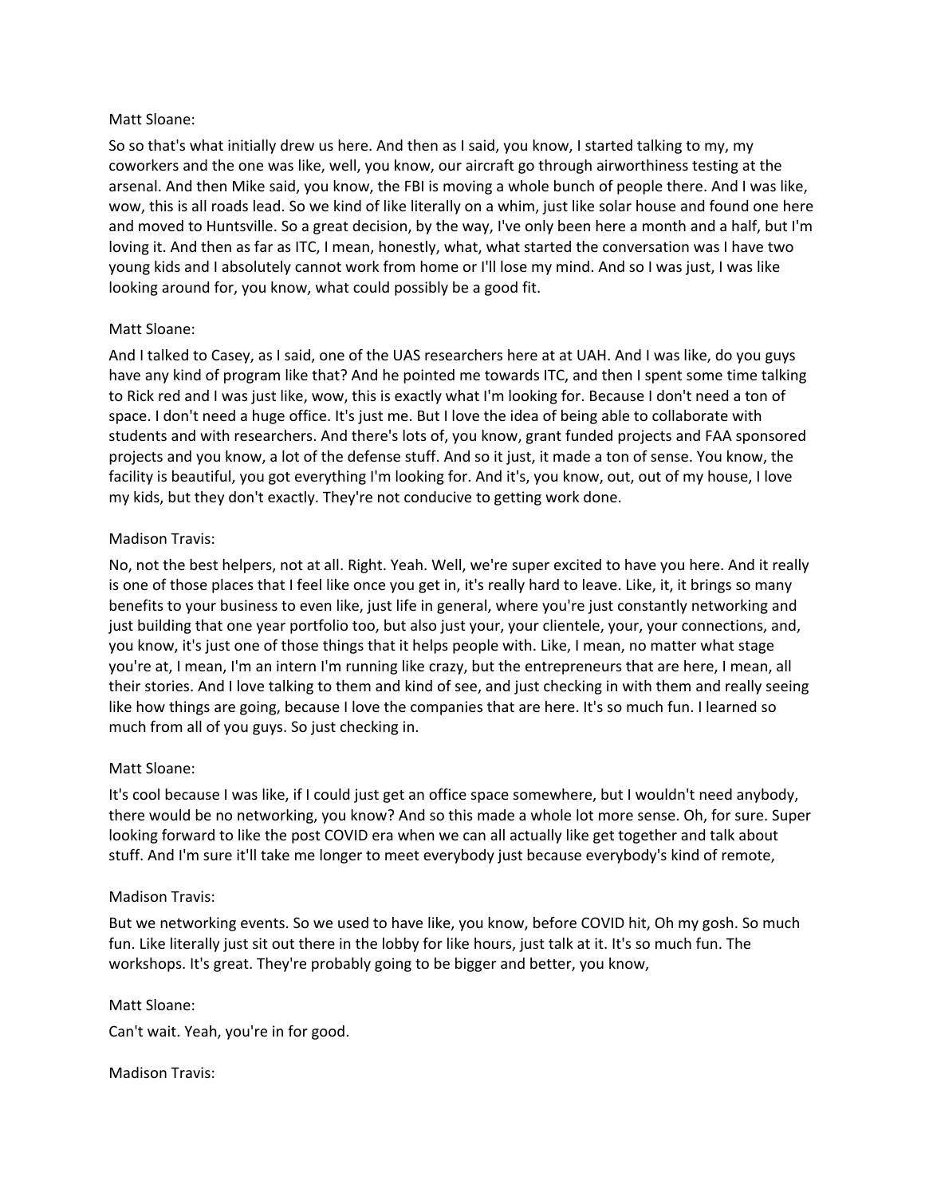Matt Sloane:

So so that's what initially drew us here. And then as I said, you know, I started talking to my, my coworkers and the one was like, well, you know, our aircraft go through airworthiness testing at the arsenal. And then Mike said, you know, the FBI is moving a whole bunch of people there. And I was like, wow, this is all roads lead. So we kind of like literally on a whim, just like solar house and found one here and moved to Huntsville. So a great decision, by the way, I've only been here a month and a half, but I'm loving it. And then as far as ITC, I mean, honestly, what, what started the conversation was I have two young kids and I absolutely cannot work from home or I'll lose my mind. And so I was just, I was like looking around for, you know, what could possibly be a good fit.

Matt Sloane:

And I talked to Casey, as I said, one of the UAS researchers here at at UAH. And I was like, do you guys have any kind of program like that? And he pointed me towards ITC, and then I spent some time talking to Rick red and I was just like, wow, this is exactly what I'm looking for. Because I don't need a ton of space. I don't need a huge office. It's just me. But I love the idea of being able to collaborate with students and with researchers. And there's lots of, you know, grant funded projects and FAA sponsored projects and you know, a lot of the defense stuff. And so it just, it made a ton of sense. You know, the facility is beautiful, you got everything I'm looking for. And it's, you know, out, out of my house, I love my kids, but they don't exactly. They're not conducive to getting work done.

Madison Travis:

No, not the best helpers, not at all. Right. Yeah. Well, we're super excited to have you here. And it really is one of those places that I feel like once you get in, it's really hard to leave. Like, it, it brings so many benefits to your business to even like, just life in general, where you're just constantly networking and just building that one year portfolio too, but also just your, your clientele, your, your connections, and, you know, it's just one of those things that it helps people with. Like, I mean, no matter what stage you're at, I mean, I'm an intern I'm running like crazy, but the entrepreneurs that are here, I mean, all their stories. And I love talking to them and kind of see, and just checking in with them and really seeing like how things are going, because I love the companies that are here. It's so much fun. I learned so much from all of you guys. So just checking in.

Matt Sloane:

It's cool because I was like, if I could just get an office space somewhere, but I wouldn't need anybody, there would be no networking, you know? And so this made a whole lot more sense. Oh, for sure. Super looking forward to like the post COVID era when we can all actually like get together and talk about stuff. And I'm sure it'll take me longer to meet everybody just because everybody's kind of remote,

Madison Travis:

But we networking events. So we used to have like, you know, before COVID hit, Oh my gosh. So much fun. Like literally just sit out there in the lobby for like hours, just talk at it. It's so much fun. The workshops. It's great. They're probably going to be bigger and better, you know,

Matt Sloane:

Can't wait. Yeah, you're in for good.

Madison Travis: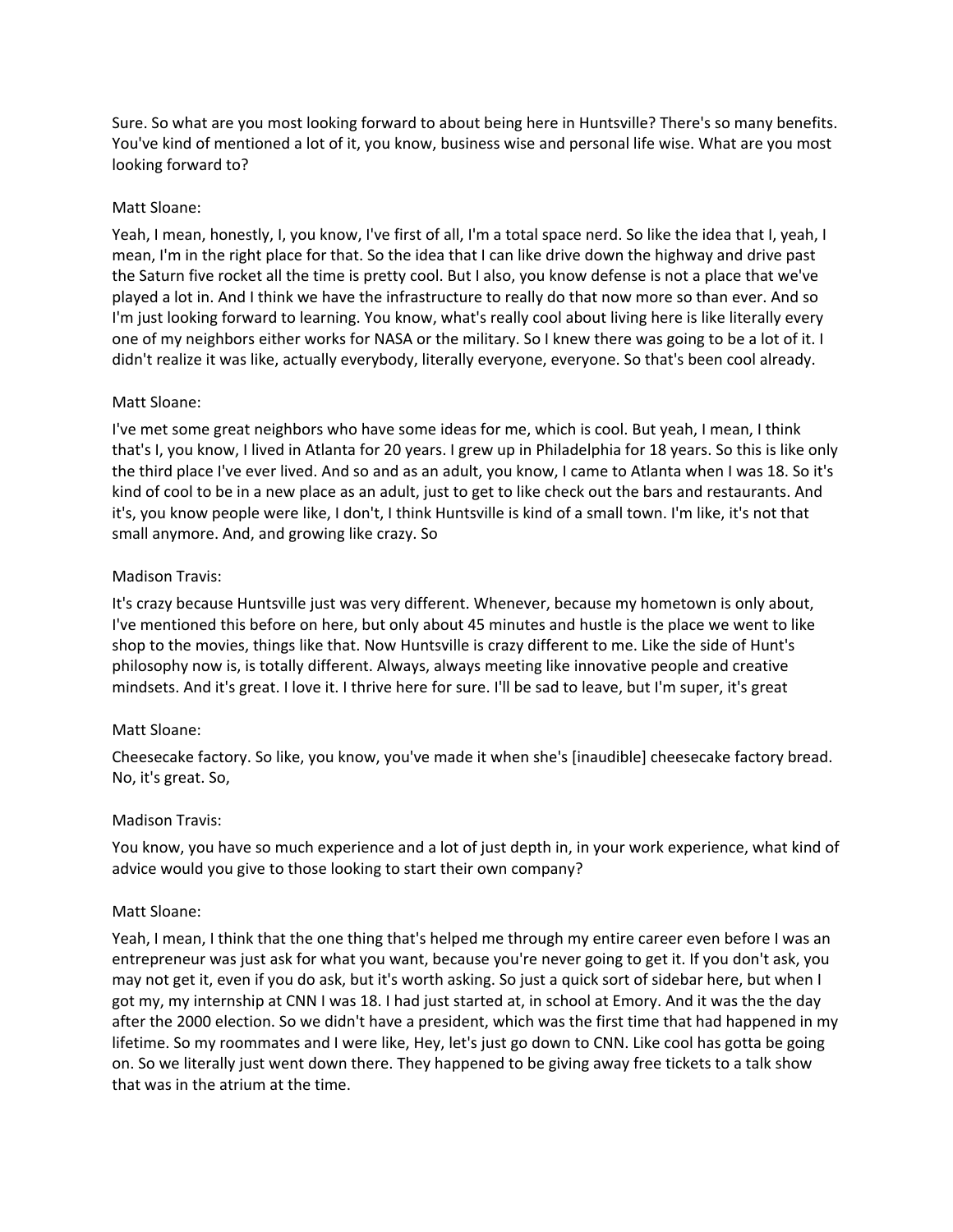Sure. So what are you most looking forward to about being here in Huntsville? There's so many benefits. You've kind of mentioned a lot of it, you know, business wise and personal life wise. What are you most looking forward to?

Matt Sloane:

Yeah, I mean, honestly, I, you know, I've first of all, I'm a total space nerd. So like the idea that I, yeah, I mean, I'm in the right place for that. So the idea that I can like drive down the highway and drive past the Saturn five rocket all the time is pretty cool. But I also, you know defense is not a place that we've played a lot in. And I think we have the infrastructure to really do that now more so than ever. And so I'm just looking forward to learning. You know, what's really cool about living here is like literally every one of my neighbors either works for NASA or the military. So I knew there was going to be a lot of it. I didn't realize it was like, actually everybody, literally everyone, everyone. So that's been cool already.

Matt Sloane:

I've met some great neighbors who have some ideas for me, which is cool. But yeah, I mean, I think that's I, you know, I lived in Atlanta for 20 years. I grew up in Philadelphia for 18 years. So this is like only the third place I've ever lived. And so and as an adult, you know, I came to Atlanta when I was 18. So it's kind of cool to be in a new place as an adult, just to get to like check out the bars and restaurants. And it's, you know people were like, I don't, I think Huntsville is kind of a small town. I'm like, it's not that small anymore. And, and growing like crazy. So

Madison Travis:

It's crazy because Huntsville just was very different. Whenever, because my hometown is only about, I've mentioned this before on here, but only about 45 minutes and hustle is the place we went to like shop to the movies, things like that. Now Huntsville is crazy different to me. Like the side of Hunt's philosophy now is, is totally different. Always, always meeting like innovative people and creative mindsets. And it's great. I love it. I thrive here for sure. I'll be sad to leave, but I'm super, it's great

Matt Sloane:

Cheesecake factory. So like, you know, you've made it when she's [inaudible] cheesecake factory bread. No, it's great. So,

Madison Travis:

You know, you have so much experience and a lot of just depth in, in your work experience, what kind of advice would you give to those looking to start their own company?

Matt Sloane:

Yeah, I mean, I think that the one thing that's helped me through my entire career even before I was an entrepreneur was just ask for what you want, because you're never going to get it. If you don't ask, you may not get it, even if you do ask, but it's worth asking. So just a quick sort of sidebar here, but when I got my, my internship at CNN I was 18. I had just started at, in school at Emory. And it was the the day after the 2000 election. So we didn't have a president, which was the first time that had happened in my lifetime. So my roommates and I were like, Hey, let's just go down to CNN. Like cool has gotta be going on. So we literally just went down there. They happened to be giving away free tickets to a talk show that was in the atrium at the time.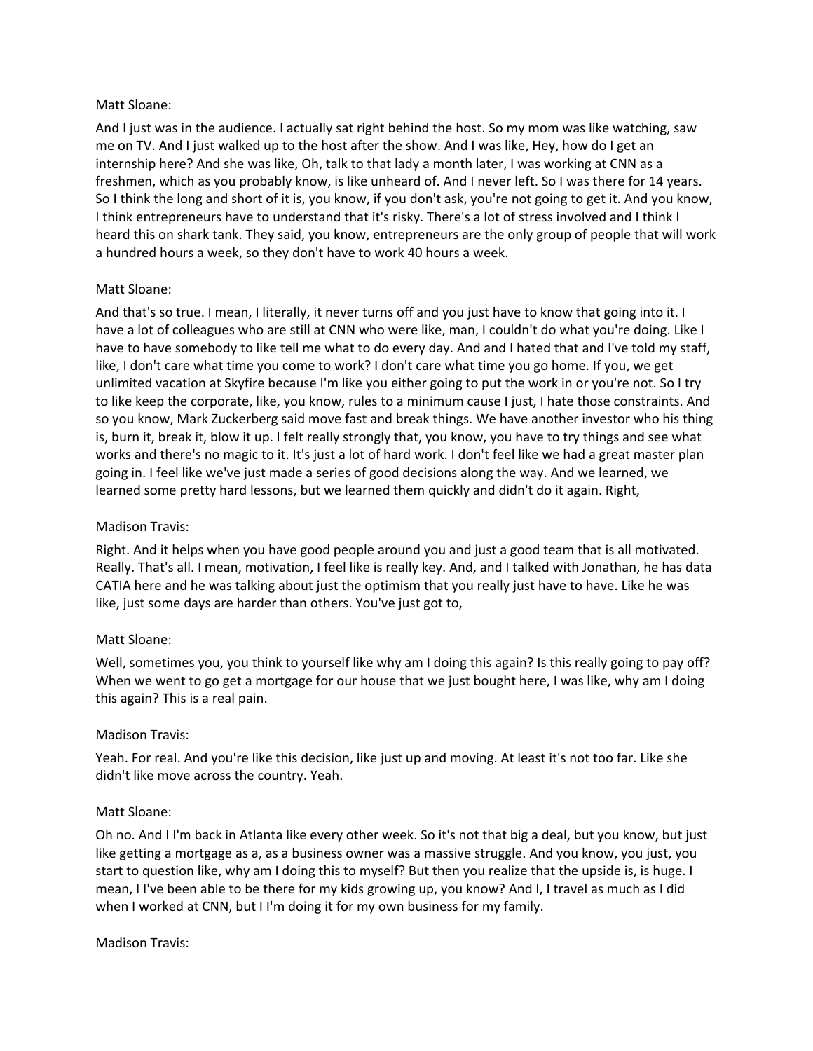Matt Sloane:

And I just was in the audience. I actually sat right behind the host. So my mom was like watching, saw me on TV. And I just walked up to the host after the show. And I was like, Hey, how do I get an internship here? And she was like, Oh, talk to that lady a month later, I was working at CNN as a freshmen, which as you probably know, is like unheard of. And I never left. So I was there for 14 years. So I think the long and short of it is, you know, if you don't ask, you're not going to get it. And you know, I think entrepreneurs have to understand that it's risky. There's a lot of stress involved and I think I heard this on shark tank. They said, you know, entrepreneurs are the only group of people that will work a hundred hours a week, so they don't have to work 40 hours a week.

Matt Sloane:

And that's so true. I mean, I literally, it never turns off and you just have to know that going into it. I have a lot of colleagues who are still at CNN who were like, man, I couldn't do what you're doing. Like I have to have somebody to like tell me what to do every day. And and I hated that and I've told my staff, like, I don't care what time you come to work? I don't care what time you go home. If you, we get unlimited vacation at Skyfire because I'm like you either going to put the work in or you're not. So I try to like keep the corporate, like, you know, rules to a minimum cause I just, I hate those constraints. And so you know, Mark Zuckerberg said move fast and break things. We have another investor who his thing is, burn it, break it, blow it up. I felt really strongly that, you know, you have to try things and see what works and there's no magic to it. It's just a lot of hard work. I don't feel like we had a great master plan going in. I feel like we've just made a series of good decisions along the way. And we learned, we learned some pretty hard lessons, but we learned them quickly and didn't do it again. Right,

Madison Travis:

Right. And it helps when you have good people around you and just a good team that is all motivated. Really. That's all. I mean, motivation, I feel like is really key. And, and I talked with Jonathan, he has data CATIA here and he was talking about just the optimism that you really just have to have. Like he was like, just some days are harder than others. You've just got to,

Matt Sloane:

Well, sometimes you, you think to yourself like why am I doing this again? Is this really going to pay off? When we went to go get a mortgage for our house that we just bought here, I was like, why am I doing this again? This is a real pain.

Madison Travis:

Yeah. For real. And you're like this decision, like just up and moving. At least it's not too far. Like she didn't like move across the country. Yeah.

Matt Sloane:

Oh no. And I I'm back in Atlanta like every other week. So it's not that big a deal, but you know, but just like getting a mortgage as a, as a business owner was a massive struggle. And you know, you just, you start to question like, why am I doing this to myself? But then you realize that the upside is, is huge. I mean, I I've been able to be there for my kids growing up, you know? And I, I travel as much as I did when I worked at CNN, but I I'm doing it for my own business for my family.

Madison Travis: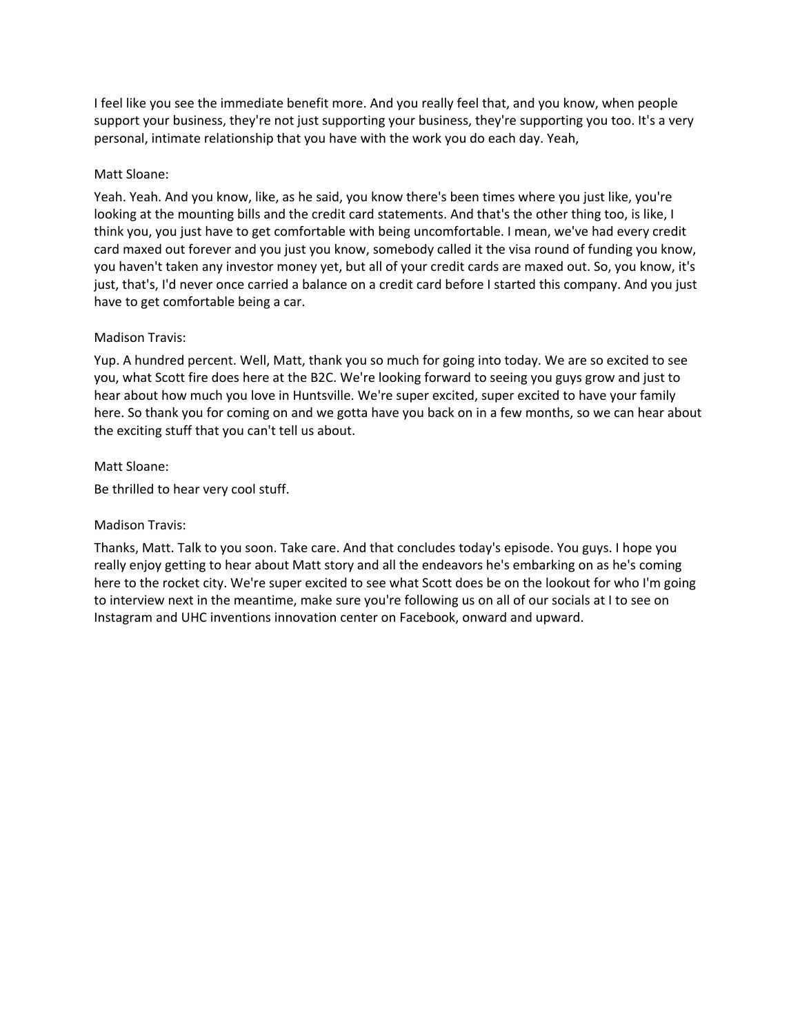I feel like you see the immediate benefit more. And you really feel that, and you know, when people support your business, they're not just supporting your business, they're supporting you too. It's a very personal, intimate relationship that you have with the work you do each day. Yeah,

Matt Sloane:

Yeah. Yeah. And you know, like, as he said, you know there's been times where you just like, you're looking at the mounting bills and the credit card statements. And that's the other thing too, is like, I think you, you just have to get comfortable with being uncomfortable. I mean, we've had every credit card maxed out forever and you just you know, somebody called it the visa round of funding you know, you haven't taken any investor money yet, but all of your credit cards are maxed out. So, you know, it's just, that's, I'd never once carried a balance on a credit card before I started this company. And you just have to get comfortable being a car.

Madison Travis:

Yup. A hundred percent. Well, Matt, thank you so much for going into today. We are so excited to see you, what Scott fire does here at the B2C. We're looking forward to seeing you guys grow and just to hear about how much you love in Huntsville. We're super excited, super excited to have your family here. So thank you for coming on and we gotta have you back on in a few months, so we can hear about the exciting stuff that you can't tell us about.

Matt Sloane:

Be thrilled to hear very cool stuff.

Madison Travis:

Thanks, Matt. Talk to you soon. Take care. And that concludes today's episode. You guys. I hope you really enjoy getting to hear about Matt story and all the endeavors he's embarking on as he's coming here to the rocket city. We're super excited to see what Scott does be on the lookout for who I'm going to interview next in the meantime, make sure you're following us on all of our socials at I to see on Instagram and UHC inventions innovation center on Facebook, onward and upward.